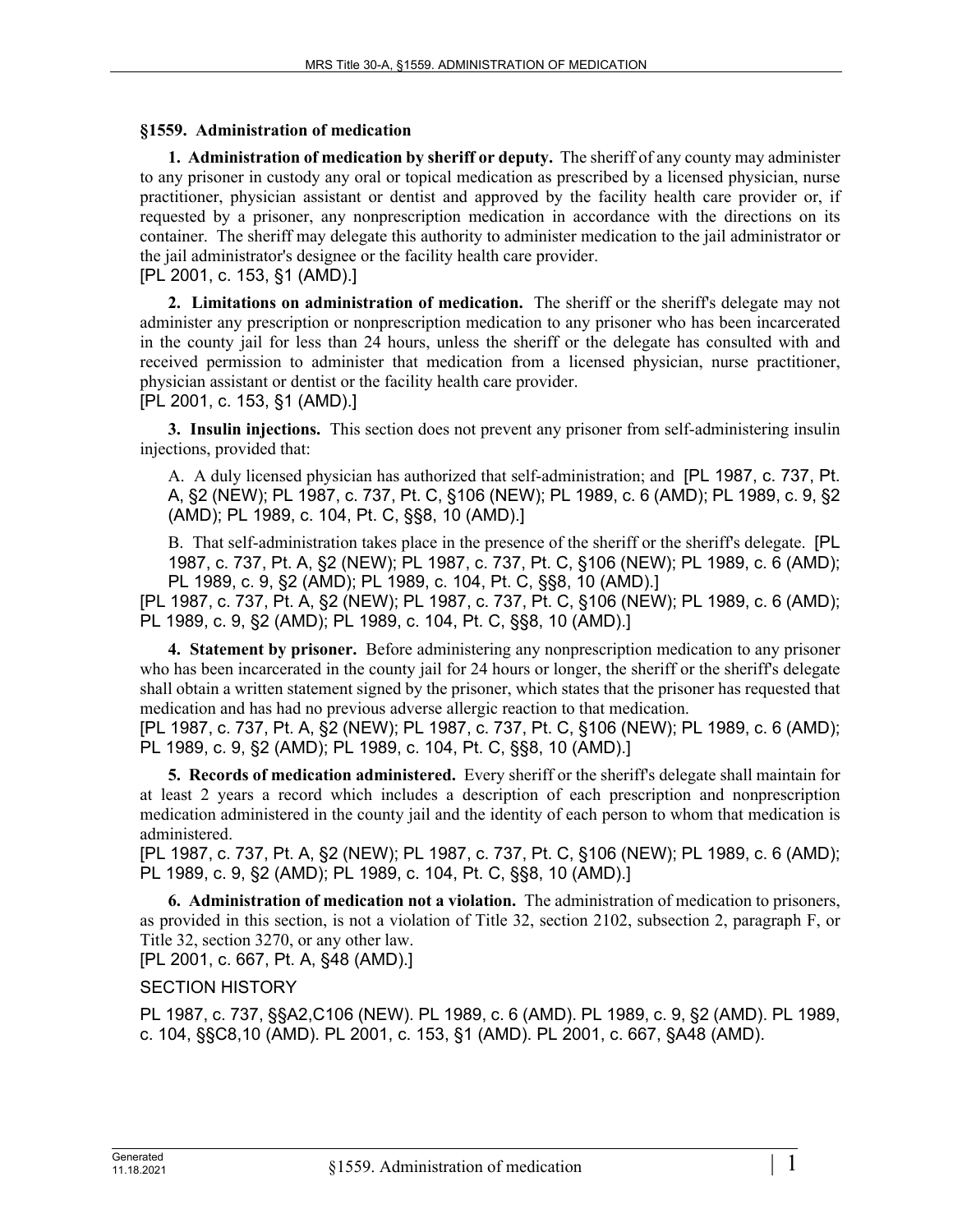## §1559. Administration of medication

**1. Administration of medication by sheriff or deputy.** The sheriff of any county may administer to any prisoner in custody any oral or topical medication as prescribed by a licensed physician, nurse practitioner, physician assistant or dentist and approved by the facility health care provider or, if requested by a prisoner, any nonprescription medication in accordance with the directions on its container. The sheriff may delegate this authority to administer medication to the jail administrator or the jail administrator's designee or the facility health care provider.
[PL 2001, c. 153, §1 (AMD).]

**2. Limitations on administration of medication.** The sheriff or the sheriff's delegate may not administer any prescription or nonprescription medication to any prisoner who has been incarcerated in the county jail for less than 24 hours, unless the sheriff or the delegate has consulted with and received permission to administer that medication from a licensed physician, nurse practitioner, physician assistant or dentist or the facility health care provider.
[PL 2001, c. 153, §1 (AMD).]

**3. Insulin injections.** This section does not prevent any prisoner from self-administering insulin injections, provided that:

A. A duly licensed physician has authorized that self-administration; and [PL 1987, c. 737, Pt. A, §2 (NEW); PL 1987, c. 737, Pt. C, §106 (NEW); PL 1989, c. 6 (AMD); PL 1989, c. 9, §2 (AMD); PL 1989, c. 104, Pt. C, §§8, 10 (AMD).]

B. That self-administration takes place in the presence of the sheriff or the sheriff's delegate. [PL 1987, c. 737, Pt. A, §2 (NEW); PL 1987, c. 737, Pt. C, §106 (NEW); PL 1989, c. 6 (AMD); PL 1989, c. 9, §2 (AMD); PL 1989, c. 104, Pt. C, §§8, 10 (AMD).]

[PL 1987, c. 737, Pt. A, §2 (NEW); PL 1987, c. 737, Pt. C, §106 (NEW); PL 1989, c. 6 (AMD); PL 1989, c. 9, §2 (AMD); PL 1989, c. 104, Pt. C, §§8, 10 (AMD).]

**4. Statement by prisoner.** Before administering any nonprescription medication to any prisoner who has been incarcerated in the county jail for 24 hours or longer, the sheriff or the sheriff's delegate shall obtain a written statement signed by the prisoner, which states that the prisoner has requested that medication and has had no previous adverse allergic reaction to that medication.
[PL 1987, c. 737, Pt. A, §2 (NEW); PL 1987, c. 737, Pt. C, §106 (NEW); PL 1989, c. 6 (AMD); PL 1989, c. 9, §2 (AMD); PL 1989, c. 104, Pt. C, §§8, 10 (AMD).]

**5. Records of medication administered.** Every sheriff or the sheriff's delegate shall maintain for at least 2 years a record which includes a description of each prescription and nonprescription medication administered in the county jail and the identity of each person to whom that medication is administered.
[PL 1987, c. 737, Pt. A, §2 (NEW); PL 1987, c. 737, Pt. C, §106 (NEW); PL 1989, c. 6 (AMD); PL 1989, c. 9, §2 (AMD); PL 1989, c. 104, Pt. C, §§8, 10 (AMD).]

**6. Administration of medication not a violation.** The administration of medication to prisoners, as provided in this section, is not a violation of Title 32, section 2102, subsection 2, paragraph F, or Title 32, section 3270, or any other law.
[PL 2001, c. 667, Pt. A, §48 (AMD).]

SECTION HISTORY

PL 1987, c. 737, §§A2,C106 (NEW). PL 1989, c. 6 (AMD). PL 1989, c. 9, §2 (AMD). PL 1989, c. 104, §§C8,10 (AMD). PL 2001, c. 153, §1 (AMD). PL 2001, c. 667, §A48 (AMD).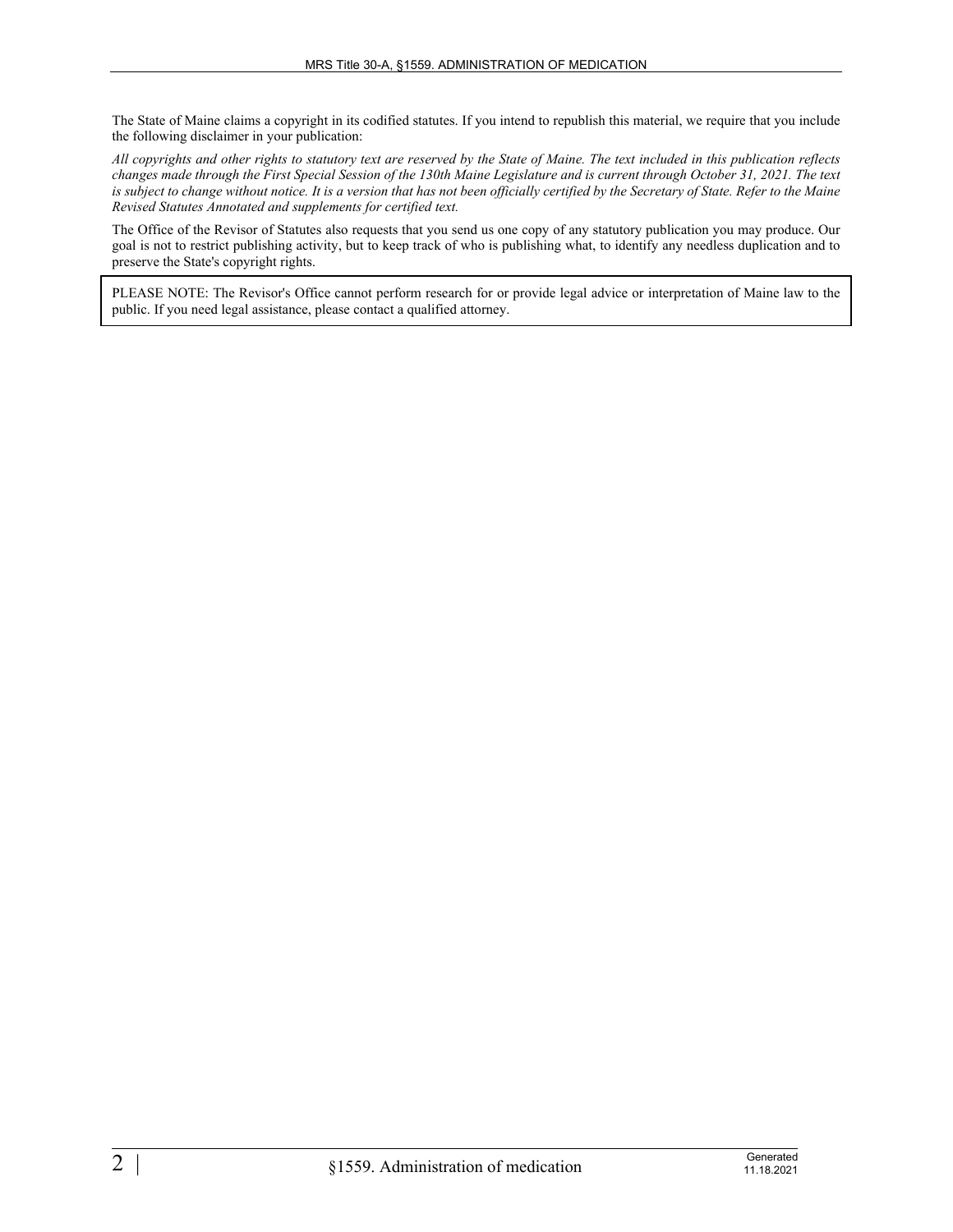The State of Maine claims a copyright in its codified statutes. If you intend to republish this material, we require that you include the following disclaimer in your publication:

*All copyrights and other rights to statutory text are reserved by the State of Maine. The text included in this publication reflects changes made through the First Special Session of the 130th Maine Legislature and is current through October 31, 2021. The text is subject to change without notice. It is a version that has not been officially certified by the Secretary of State. Refer to the Maine Revised Statutes Annotated and supplements for certified text.*

The Office of the Revisor of Statutes also requests that you send us one copy of any statutory publication you may produce. Our goal is not to restrict publishing activity, but to keep track of who is publishing what, to identify any needless duplication and to preserve the State's copyright rights.

PLEASE NOTE: The Revisor's Office cannot perform research for or provide legal advice or interpretation of Maine law to the public. If you need legal assistance, please contact a qualified attorney.